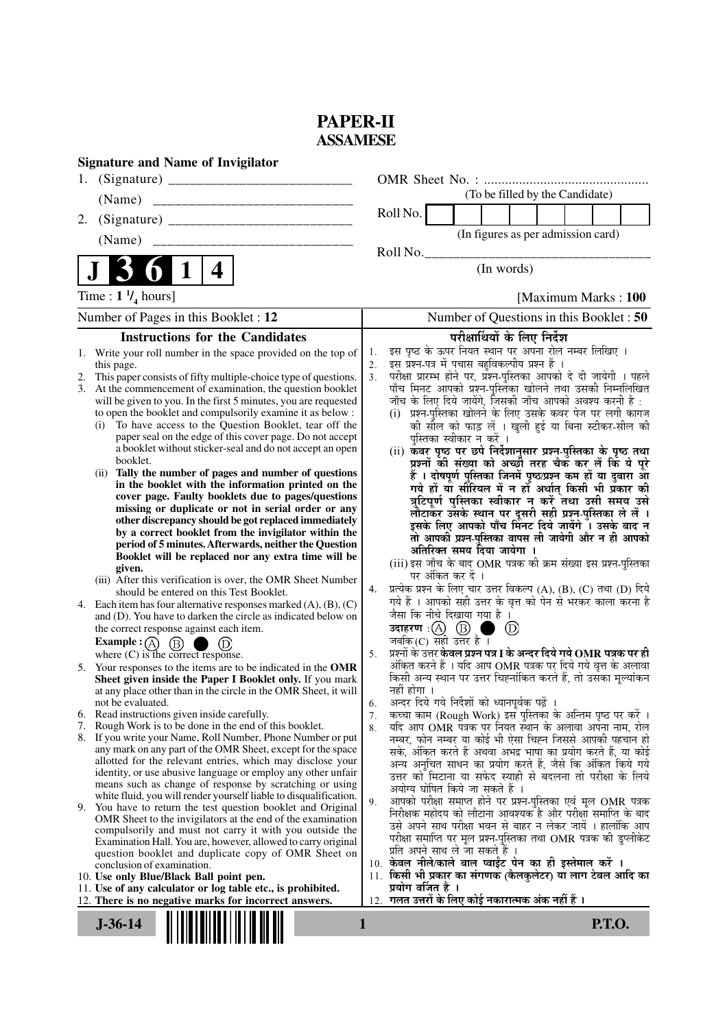# PAPER-II
## ASSAMESE

**Signature and Name of Invigilator**

1. (Signature) __________________________

   (Name) ____________________________

2. (Signature) __________________________

   (Name) ____________________________

OMR Sheet No. : ...............................................

(To be filled by the Candidate)

Roll No.

(In figures as per admission card)

Roll No.________________________________

(In words)

**J 3 6 1 4**

Time : **1 $^1/_4$ hours**] [Maximum Marks : **100**

Number of Pages in this Booklet : **12**

Number of Questions in this Booklet : **50**

### Instructions for the Candidates

1. Write your roll number in the space provided on the top of this page.
2. This paper consists of fifty multiple-choice type of questions.
3. At the commencement of examination, the question booklet will be given to you. In the first 5 minutes, you are requested to open the booklet and compulsorily examine it as below :
   (i) To have access to the Question Booklet, tear off the paper seal on the edge of this cover page. Do not accept a booklet without sticker-seal and do not accept an open booklet.
   (ii) **Tally the number of pages and number of questions in the booklet with the information printed on the cover page. Faulty booklets due to pages/questions missing or duplicate or not in serial order or any other discrepancy should be got replaced immediately by a correct booklet from the invigilator within the period of 5 minutes. Afterwards, neither the Question Booklet will be replaced nor any extra time will be given.**
   (iii) After this verification is over, the OMR Sheet Number should be entered on this Test Booklet.
4. Each item has four alternative responses marked (A), (B), (C) and (D). You have to darken the circle as indicated below on the correct response against each item.
   **Example :** (A) (B) ● (D)
   where (C) is the correct response.
5. Your responses to the items are to be indicated in the **OMR Sheet given inside the Paper I Booklet only.** If you mark at any place other than in the circle in the OMR Sheet, it will not be evaluated.
6. Read instructions given inside carefully.
7. Rough Work is to be done in the end of this booklet.
8. If you write your Name, Roll Number, Phone Number or put any mark on any part of the OMR Sheet, except for the space allotted for the relevant entries, which may disclose your identity, or use abusive language or employ any other unfair means such as change of response by scratching or using white fluid, you will render yourself liable to disqualification.
9. You have to return the test question booklet and Original OMR Sheet to the invigilators at the end of the examination compulsorily and must not carry it with you outside the Examination Hall. You are, however, allowed to carry original question booklet and duplicate copy of OMR Sheet on conclusion of examination.
10. **Use only Blue/Black Ball point pen.**
11. **Use of any calculator or log table etc., is prohibited.**
12. **There is no negative marks for incorrect answers.**

### परीक्षार्थियों के लिए निर्देश

1. इस पृष्ठ के ऊपर नियत स्थान पर अपना रोल नम्बर लिखिए ।
2. इस प्रश्न-पत्र में पचास बहुविकल्पीय प्रश्न हैं ।
3. परीक्षा प्रारम्भ होने पर, प्रश्न-पुस्तिका आपको दे दी जायेगी । पहले पाँच मिनट आपको प्रश्न-पुस्तिका खोलने तथा उसकी निम्नलिखित जाँच के लिए दिये जायेंगे, जिसकी जाँच आपको अवश्य करनी है :
   (i) प्रश्न-पुस्तिका खोलने के लिए उसके कवर पेज पर लगी कागज की सील को फाड़ लें । खुली हुई या बिना स्टीकर-सील की पुस्तिका स्वीकार न करें ।
   (ii) **कवर पृष्ठ पर छपे निर्देशानुसार प्रश्न-पुस्तिका के पृष्ठ तथा प्रश्नों की संख्या को अच्छी तरह चैक कर लें कि ये पूरे हैं । दोषपूर्ण पुस्तिका जिनमें पृष्ठ/प्रश्न कम हों या दुबारा आ गये हों या सीरियल में न हों अर्थात् किसी भी प्रकार की त्रुटिपूर्ण पुस्तिका स्वीकार न करें तथा उसी समय उसे लौटाकर उसके स्थान पर दूसरी सही प्रश्न-पुस्तिका ले लें । इसके लिए आपको पाँच मिनट दिये जायेंगे । उसके बाद न तो आपकी प्रश्न-पुस्तिका वापस ली जायेगी और न ही आपको अतिरिक्त समय दिया जायेगा ।**
   (iii) इस जाँच के बाद OMR पत्रक की क्रम संख्या इस प्रश्न-पुस्तिका पर अंकित कर दें ।
4. प्रत्येक प्रश्न के लिए चार उत्तर विकल्प (A), (B), (C) तथा (D) दिये गये हैं । आपको सही उत्तर के वृत्त को पेन से भरकर काला करना है जैसा कि नीचे दिखाया गया है ।
   **उदाहरण :** (A) (B) ● (D)
   जबकि (C) सही उत्तर है ।
5. प्रश्नों के उत्तर **केवल प्रश्न पत्र I के अन्दर दिये गये OMR पत्रक पर ही** अंकित करने हैं । यदि आप OMR पत्रक पर दिये गये वृत्त के अलावा किसी अन्य स्थान पर उत्तर चिह्नांकित करते हैं, तो उसका मूल्यांकन नहीं होगा ।
6. अन्दर दिये गये निर्देशों को ध्यानपूर्वक पढ़ें ।
7. कच्चा काम (Rough Work) इस पुस्तिका के अन्तिम पृष्ठ पर करें ।
8. यदि आप OMR पत्रक पर नियत स्थान के अलावा अपना नाम, रोल नम्बर, फोन नम्बर या कोई भी ऐसा चिह्न जिससे आपकी पहचान हो सके, अंकित करते हैं अथवा अभद्र भाषा का प्रयोग करते हैं, या कोई अन्य अनुचित साधन का प्रयोग करते हैं, जैसे कि अंकित किये गये उत्तर को मिटाना या सफेद स्याही से बदलना तो परीक्षा के लिये अयोग्य घोषित किये जा सकते हैं ।
9. आपको परीक्षा समाप्त होने पर प्रश्न-पुस्तिका एवं मूल OMR पत्रक निरीक्षक महोदय को लौटाना आवश्यक है और परीक्षा समाप्ति के बाद उसे अपने साथ परीक्षा भवन से बाहर न लेकर जायें । हालांकि आप परीक्षा समाप्ति पर मूल प्रश्न-पुस्तिका तथा OMR पत्रक की डुप्लीकेट प्रति अपने साथ ले जा सकते हैं ।
10. **केवल नीले/काले बाल प्वाईंट पेन का ही इस्तेमाल करें ।**
11. **किसी भी प्रकार का संगणक (कैलकुलेटर) या लाग टेबल आदि का प्रयोग वर्जित है ।**
12. **गलत उत्तरों के लिए कोई नकारात्मक अंक नहीं हैं ।**

**J-36-14**

**P.T.O.**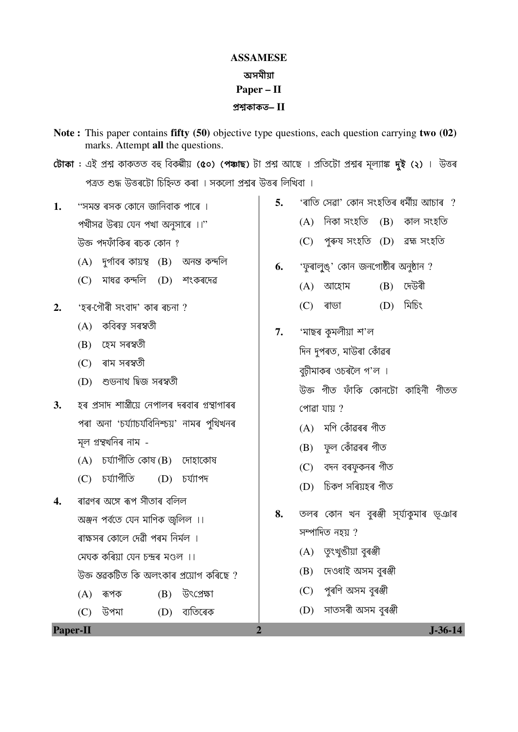# ASSAMESE

## অসমীয়া

## Paper – II

## প্ৰশ্নকাকত– II

**Note :** This paper contains **fifty (50)** objective type questions, each question carrying **two (02)** marks. Attempt **all** the questions.

**টোকা :** এই প্ৰশ্ন কাকতত বহু বিকল্পীয় **(৫০) (পঞ্চাছ)** টা প্ৰশ্ন আছে । প্ৰতিটো প্ৰশ্নৰ মূল্যাঙ্ক **দুই (২)** । উত্তৰ পত্ৰত শুদ্ধ উত্তৰটো চিহ্নিত কৰা । সকলো প্ৰশ্নৰ উত্তৰ লিখিবা ।

**1.** "সমস্ত ৰসক কোনে জানিবাক পাৰে ।
পখীসৱ উৰয় যেন পখা অনুসাৰে ।।"
উক্ত পদফাঁকিৰ ৰচক কোন ?

(A) দুৰ্গাবৰ কায়স্থ (B) অনন্ত কন্দলি
(C) মাধৱ কন্দলি (D) শংকৰদেৱ

**2.** 'হৰ-গৌৰী সংবাদ' কাৰ ৰচনা ?

(A) কবিৰত্ন সৰস্বতী
(B) হেম সৰস্বতী
(C) ৰাম সৰস্বতী
(D) শুভনাথ দ্বিজ সৰস্বতী

**3.** হৰ প্ৰসাদ শাস্ত্ৰীয়ে নেপালৰ দৰবাৰ গ্ৰন্থাগাৰৰ পৰা অনা 'চৰ্য্যাচৰ্যবিনিশ্চয়' নামৰ পুথিখনৰ মূল গ্ৰন্থখনিৰ নাম -

(A) চৰ্য্যাগীতি কোষ (B) দোহাকোষ
(C) চৰ্য্যাগীতি (D) চৰ্য্যাপদ

**4.** ৰাৱণৰ অঙ্গে ৰূপ সীতাৰ বলিল
অঞ্জন পৰ্বতে যেন মাণিক জ্বলিল ।।
ৰাক্ষসৰ কোলে দেৱী পৰম নিৰ্মল ।
মেঘক কৰিয়া যেন চন্দ্ৰৰ মণ্ডল ।।
উক্ত স্তৱকটিত কি অলংকাৰ প্ৰয়োগ কৰিছে ?

(A) ৰূপক (B) উৎপ্ৰেক্ষা
(C) উপমা (D) ব্যতিৰেক

**5.** 'ৰাতি সেৱা' কোন সংহতিৰ ধৰ্মীয় আচাৰ ?

(A) নিকা সংহতি (B) কাল সংহতি
(C) পুৰুষ সংহতি (D) ব্ৰহ্ম সংহতি

**6.** 'ফুৰালুঙ্' কোন জনগোষ্ঠীৰ অনুষ্ঠান ?

(A) আহোম (B) দেউৰী
(C) ৰাভা (D) মিচিং

**7.** 'মাছৰ কুমলীয়া শ'ল
দিন দুপৰত, মাউৰা কোঁৱৰ
বুঢ়ীমাকৰ ওচৰলৈ গ'ল ।
উক্ত গীত ফাঁকি কোনটো কাহিনী গীতত পোৱা যায় ?

(A) মণি কোঁৱৰৰ গীত
(B) ফুল কোঁৱৰৰ গীত
(C) বদন বৰফুকনৰ গীত
(D) চিকণ সৰিয়হৰ গীত

**8.** তলৰ কোন খন বুৰঞ্জী সূৰ্য্যকুমাৰ ভূঞাৰ সম্পাদিত নহয় ?

(A) তুংখুঙীয়া বুৰঞ্জী
(B) দেওধাই অসম বুৰঞ্জী
(C) পুৰণি অসম বুৰঞ্জী
(D) সাতসৰী অসম বুৰঞ্জী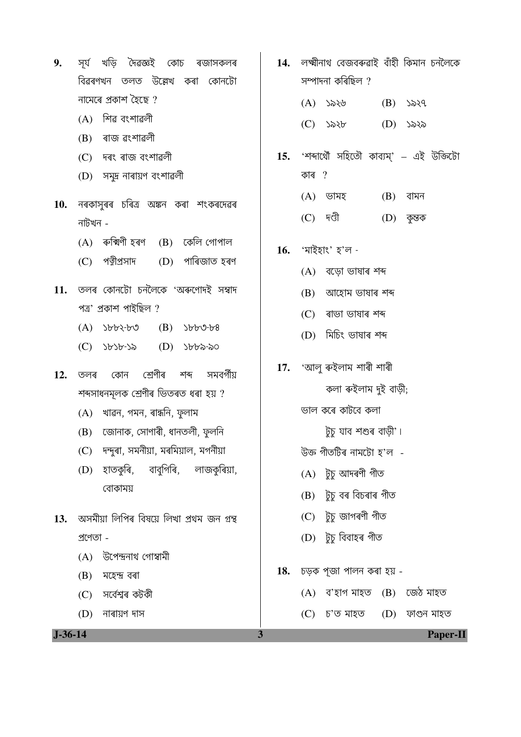9. সূৰ্য খড়ি দৈৱজ্ঞই কোচ ৰজাসকলৰ বিৱৰণখন তলত উল্লেখ কৰা কোনটো নামেৰে প্ৰকাশ হৈছে ?
   - (A) শিৱ বংশাৱলী
   - (B) ৰাজ ৱংশাৱলী
   - (C) দৰং ৰাজ বংশাৱলী
   - (D) সমুদ্ৰ নাৰায়ণ বংশাৱলী

10. নৰকাসুৰৰ চৰিত্ৰ অঙ্কন কৰা শংকৰদেৱৰ নাটখন -
    - (A) ৰুক্মিণী হৰণ
    - (B) কেলি গোপাল
    - (C) পত্নীপ্ৰসাদ
    - (D) পাৰিজাত হৰণ

11. তলৰ কোনটো চনলৈকে 'অৰুণোদই সম্বাদ পত্ৰ' প্ৰকাশ পাইছিল ?
    - (A) ১৮৮২-৮৩
    - (B) ১৮৮৩-৮৪
    - (C) ১৮১৮-১৯
    - (D) ১৮৮৯-৯০

12. তলৰ কোন শ্ৰেণীৰ শব্দ সমবৰ্গীয় শব্দসাধনমূলক শ্ৰেণীৰ ভিতৰত ধৰা হয় ?
    - (A) খাৱন, গমন, ৰান্ধনি, ফুলাম
    - (B) জোনাক, সোণাৰী, ধানতলী, ফুলনি
    - (C) দন্দুৰা, সমনীয়া, মৰমিয়াল, মগনীয়া
    - (D) হাতকুৰি, বাবুগিৰি, লাজকুৰিয়া, বোকাময়

13. অসমীয়া লিপিৰ বিষয়ে লিখা প্ৰথম জন গ্ৰন্থ প্ৰণেতা -
    - (A) উপেন্দ্ৰনাথ গোস্বামী
    - (B) মহেন্দ্ৰ বৰা
    - (C) সৰ্বেশ্বৰ কটকী
    - (D) নাৰায়ণ দাস

14. লক্ষ্মীনাথ বেজবৰুৱাই বাঁহী কিমান চনলৈকে সম্পাদনা কৰিছিল ?
    - (A) ১৯২৬
    - (B) ১৯২৭
    - (C) ১৯২৮
    - (D) ১৯২৯

15. 'শব্দাৰ্থৌ সহিতৌ কাব্যম্' – এই উক্তিটো কাৰ ?
    - (A) ভামহ
    - (B) বামন
    - (C) দণ্ডী
    - (D) কুন্তক

16. 'মাইহাং' হ'ল -
    - (A) বড়ো ভাষাৰ শব্দ
    - (B) আহোম ভাষাৰ শব্দ
    - (C) ৰাভা ভাষাৰ শব্দ
    - (D) মিচিং ভাষাৰ শব্দ

17. 'আলু ৰুইলাম শাৰী শাৰী
    কলা ৰুইলাম দুই বাড়ী;
    ভাল কৰে কাটবে কলা
    টুচু যাব শশুৰ বাড়ী'।
    উক্ত গীতটিৰ নামটো হ'ল -
    - (A) টুচু আদৰণী গীত
    - (B) টুচু বৰ বিচৰাৰ গীত
    - (C) টুচু জাগৰণী গীত
    - (D) টুচু বিবাহৰ গীত

18. চড়ক পূজা পালন কৰা হয় -
    - (A) ব'হাগ মাহত
    - (B) জেঠ মাহত
    - (C) চ'ত মাহত
    - (D) ফাগুন মাহত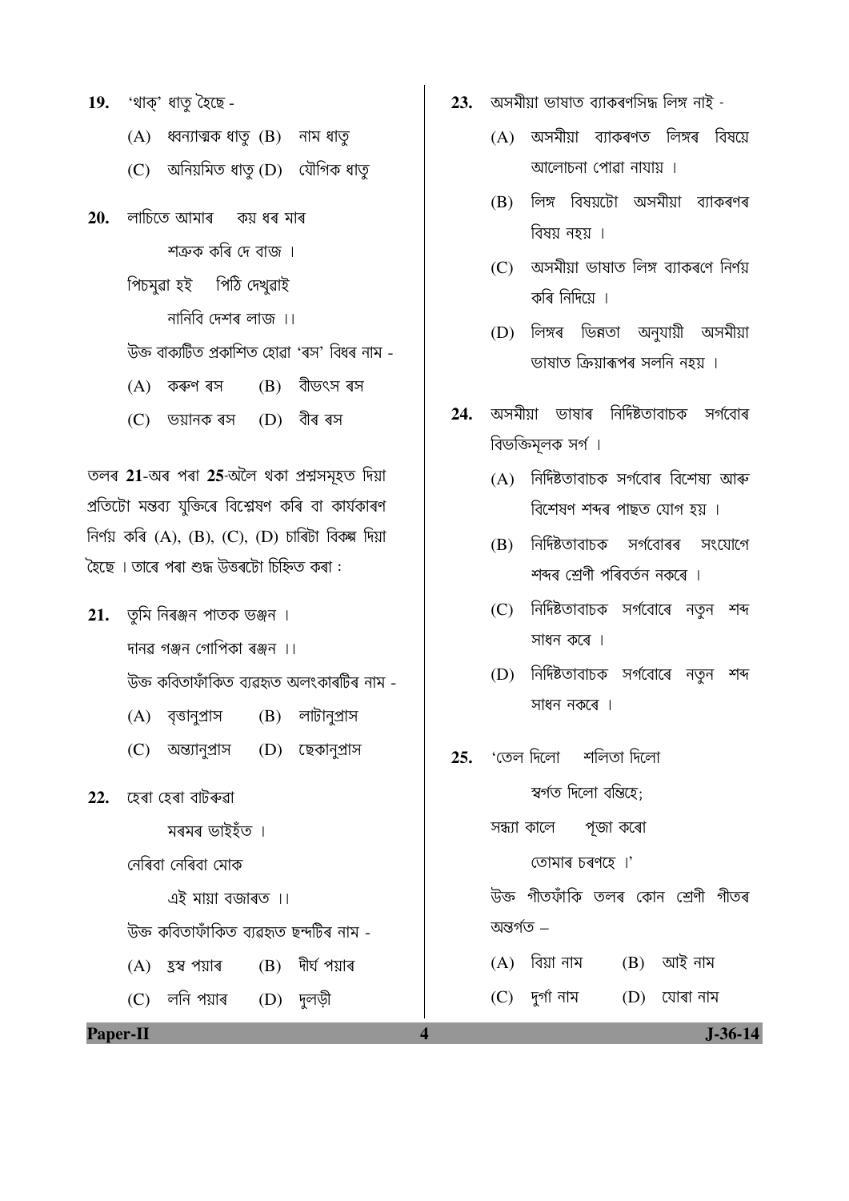19. 'থাক্' ধাতু হৈছে -

(A) ধ্বন্যাত্মক ধাতু (B) নাম ধাতু

(C) অনিয়মিত ধাতু (D) যৌগিক ধাতু

20. লাচিতে আমাৰ কয় ধৰ মাৰ

শত্রুক কৰি দে বাজ ।

পিচমুৱা হই পিঠি দেখুৱাই

নানিবি দেশৰ লাজ ।।

উক্ত বাক্যটিত প্ৰকাশিত হোৱা 'ৰস' বিধৰ নাম -

(A) করুণ ৰস (B) বীভৎস ৰস

(C) ভয়ানক ৰস (D) বীৰ ৰস

তলৰ **21**-অৰ পৰা **25**-অলৈ থকা প্ৰশ্নসমূহত দিয়া প্ৰতিটো মন্তব্য যুক্তিৰে বিশ্লেষণ কৰি বা কাৰ্যকাৰণ নিৰ্ণয় কৰি (A), (B), (C), (D) চাৰিটা বিকল্প দিয়া হৈছে । তাৰে পৰা শুদ্ধ উত্তৰটো চিহ্নিত কৰা :

21. তুমি নিৰঞ্জন পাতক ভঞ্জন ।

দানৱ গঞ্জন গোপিকা ৰঞ্জন ।।

উক্ত কবিতাফাঁকিত ব্যৱহৃত অলংকাৰটিৰ নাম -

(A) বৃত্তানুপ্ৰাস (B) লাটানুপ্ৰাস

(C) অন্ত্যানুপ্ৰাস (D) ছেকানুপ্ৰাস

22. হেৰা হেৰা বাটৰুৱা

মৰমৰ ভাইহঁত ।

নেৰিবা নেৰিবা মোক

এই মায়া বজাৰত ।।

উক্ত কবিতাফাঁকিত ব্যৱহৃত ছন্দটিৰ নাম -

(A) হ্ৰস্ব পয়াৰ (B) দীৰ্ঘ পয়াৰ

(C) লনি পয়াৰ (D) দুলড়ী

23. অসমীয়া ভাষাত ব্যাকৰণসিদ্ধ লিঙ্গ নাই -

(A) অসমীয়া ব্যাকৰণত লিঙ্গৰ বিষয়ে আলোচনা পোৱা নাযায় ।

(B) লিঙ্গ বিষয়টো অসমীয়া ব্যাকৰণৰ বিষয় নহয় ।

(C) অসমীয়া ভাষাত লিঙ্গ ব্যাকৰণে নিৰ্ণয় কৰি নিদিয়ে ।

(D) লিঙ্গৰ ভিন্নতা অনুযায়ী অসমীয়া ভাষাত ক্ৰিয়ারূপৰ সলনি নহয় ।

24. অসমীয়া ভাষাৰ নিৰ্দিষ্টতাবাচক সৰ্গবোৰ বিভক্তিমূলক সৰ্গ ।

(A) নিৰ্দিষ্টতাবাচক সৰ্গবোৰ বিশেষ্য আৰু বিশেষণ শব্দৰ পাছত যোগ হয় ।

(B) নিৰ্দিষ্টতাবাচক সৰ্গবোৰৰ সংযোগে শব্দৰ শ্ৰেণী পৰিবৰ্তন নকৰে ।

(C) নিৰ্দিষ্টতাবাচক সৰ্গবোৰে নতুন শব্দ সাধন কৰে ।

(D) নিৰ্দিষ্টতাবাচক সৰ্গবোৰে নতুন শব্দ সাধন নকৰে ।

25. 'তেল দিলো শলিতা দিলো

স্বৰ্গত দিলো বন্তিহে;

সন্ধ্যা কালে পূজা কৰো

তোমাৰ চৰণহে ।'

উক্ত গীতফাঁকি তলৰ কোন শ্ৰেণী গীতৰ অন্তৰ্গত –

(A) বিয়া নাম (B) আই নাম

(C) দুৰ্গা নাম (D) যোৰা নাম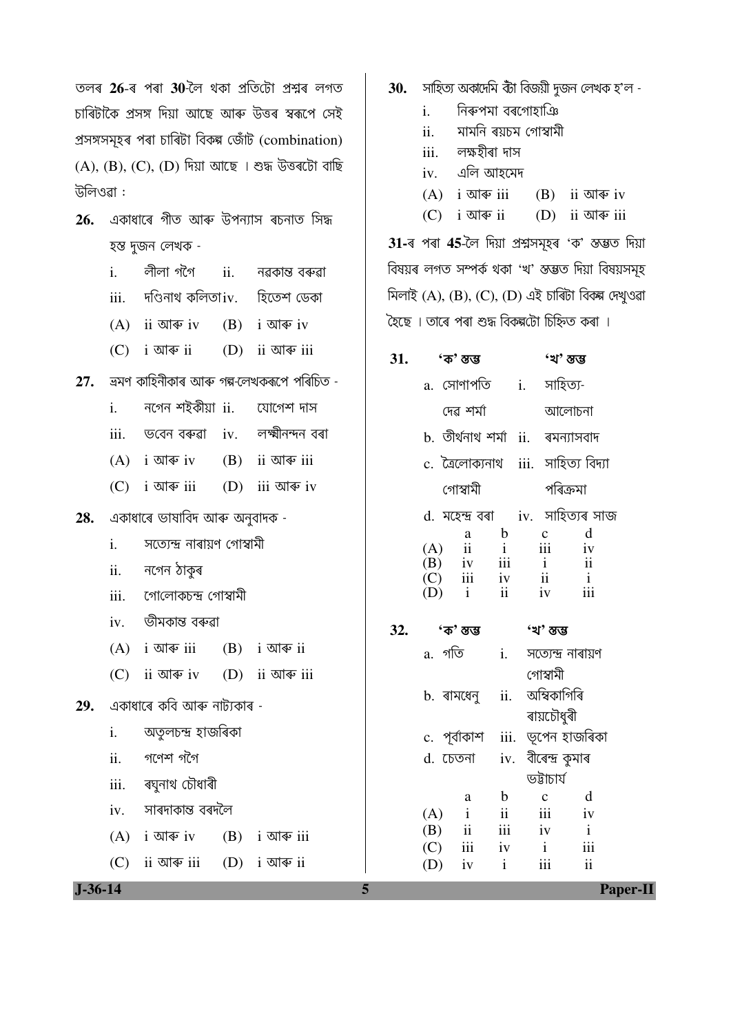তলৰ **26**-ৰ পৰা **30**-লৈ থকা প্ৰতিটো প্ৰশ্নৰ লগত চাৰিটাকৈ প্ৰসংগ দিয়া আছে আৰু উত্তৰ স্বৰূপে সেই প্ৰসংগসমূহৰ পৰা চাৰিটা বিকল্প জোঁট (combination) (A), (B), (C), (D) দিয়া আছে । শুদ্ধ উত্তৰটো বাছি উলিওৱা :

**26.** একাধাৰে গীত আৰু উপন্যাস ৰচনাত সিদ্ধ হস্ত দুজন লেখক -

i. লীলা গগৈ ii. নৱকান্ত বৰুৱা

iii. দণ্ডিনাথ কলিতা iv. হিতেশ ডেকা

(A) ii আৰু iv (B) i আৰু iv

(C) i আৰু ii (D) ii আৰু iii

**27.** ভ্ৰমণ কাহিনীকাৰ আৰু গল্প-লেখকৰূপে পৰিচিত -

i. নগেন শইকীয়া ii. যোগেশ দাস

iii. ভবেন বৰুৱা iv. লক্ষ্মীনন্দন বৰা

(A) i আৰু iv (B) ii আৰু iii

(C) i আৰু iii (D) iii আৰু iv

**28.** একাধাৰে ভাষাবিদ আৰু অনুবাদক -

i. সত্যেন্দ্ৰ নাৰায়ণ গোস্বামী

ii. নগেন ঠাকুৰ

iii. গোলোকচন্দ্ৰ গোস্বামী

iv. ভীমকান্ত বৰুৱা

(A) i আৰু iii (B) i আৰু ii

(C) ii আৰু iv (D) ii আৰু iii

**29.** একাধাৰে কবি আৰু নাট্যকাৰ -

i. অতুলচন্দ্ৰ হাজৰিকা

ii. গণেশ গগৈ

iii. ৰঘুনাথ চৌধাৰী

iv. সাৰদাকান্ত বৰদলৈ

(A) i আৰু iv (B) i আৰু iii

(C) ii আৰু iii (D) i আৰু ii

**30.** সাহিত্য অকাদেমি বঁটা বিজয়ী দুজন লেখক হ'ল -

i. নিৰুপমা বৰগোহাঞি

ii. মামনি ৰয়চম গোস্বামী

iii. লক্ষহীৰা দাস

iv. এলি আহমেদ

(A) i আৰু iii (B) ii আৰু iv

(C) i আৰু ii (D) ii আৰু iii

**31**-ৰ পৰা **45**-লৈ দিয়া প্ৰশ্নসমূহৰ 'ক' স্তম্ভত দিয়া বিষয়ৰ লগত সম্পৰ্ক থকা 'খ' স্তম্ভত দিয়া বিষয়সমূহ মিলাই (A), (B), (C), (D) এই চাৰিটা বিকল্প দেখুওৱা হৈছে । তাৰে পৰা শুদ্ধ বিকল্পটো চিহ্নিত কৰা ।

**31.**

| 'ক' স্তম্ভ | 'খ' স্তম্ভ |
|---|---|
| a. সোণাপতি দেৱ শৰ্মা | i. সাহিত্য-আলোচনা |
| b. তীৰ্থনাথ শৰ্মা | ii. ৰমন্যাসবাদ |
| c. ত্ৰৈলোক্যনাথ গোস্বামী | iii. সাহিত্য বিদ্যা পৰিক্ৰমা |
| d. মহেন্দ্ৰ বৰা | iv. সাহিত্যৰ সাজ |

| | a | b | c | d |
|---|---|---|---|---|
| (A) | ii | i | iii | iv |
| (B) | iv | iii | i | ii |
| (C) | iii | iv | ii | i |
| (D) | i | ii | iv | iii |

**32.**

| 'ক' স্তম্ভ | 'খ' স্তম্ভ |
|---|---|
| a. গতি | i. সত্যেন্দ্ৰ নাৰায়ণ গোস্বামী |
| b. ৰামধেনু | ii. অম্বিকাগিৰি ৰায়চৌধুৰী |
| c. পূৰ্বাকাশ | iii. ভূপেন হাজৰিকা |
| d. চেতনা | iv. বীৰেন্দ্ৰ কুমাৰ ভট্টাচাৰ্য |

| | a | b | c | d |
|---|---|---|---|---|
| (A) | i | ii | iii | iv |
| (B) | ii | iii | iv | i |
| (C) | iii | iv | i | iii |
| (D) | iv | i | iii | ii |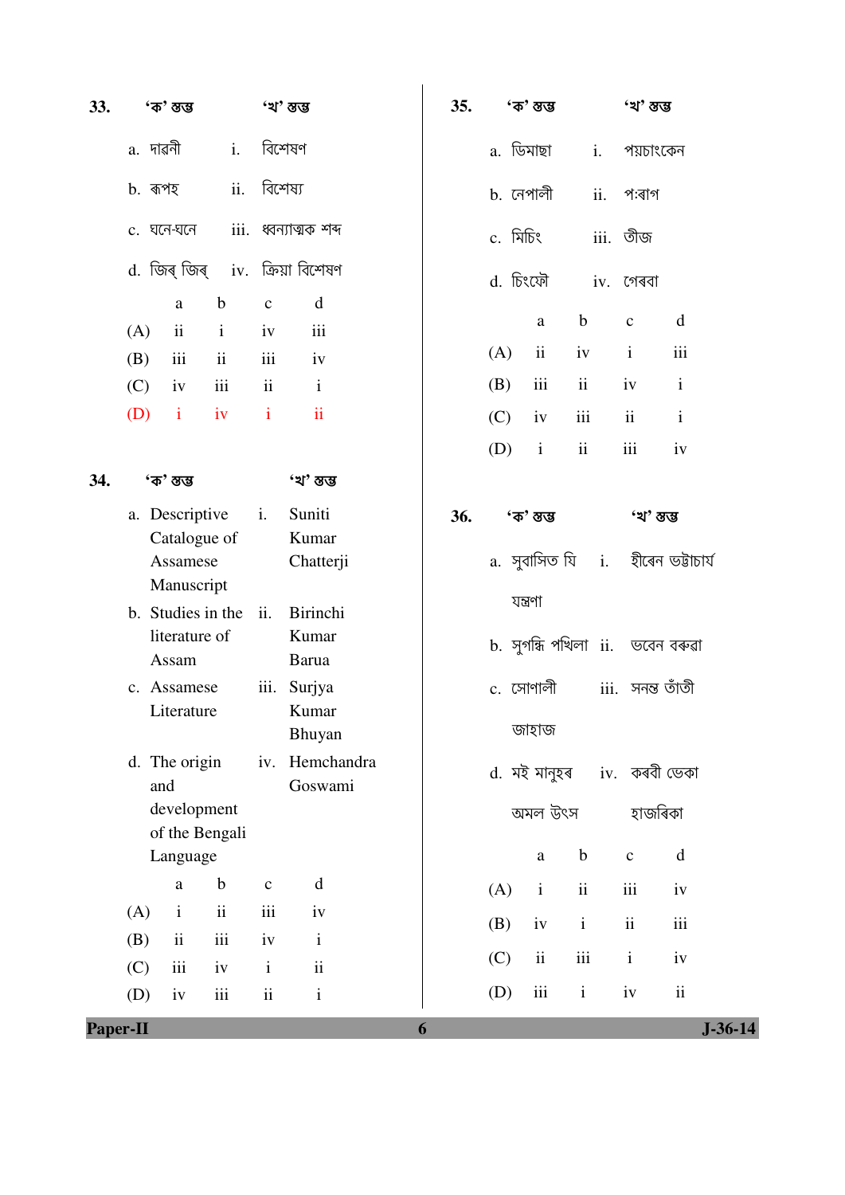33. 'ক' স্তম্ভ — 'খ' স্তম্ভ

a. দাৱনী — i. বিশেষণ

b. ৰূপহ — ii. বিশেষ্য

c. ঘনে-ঘনে — iii. ধ্বন্যাত্মক শব্দ

d. জিৰ্ জিৰ্ — iv. ক্রিয়া বিশেষণ

| | a | b | c | d |
|---|---|---|---|---|
| (A) | ii | i | iv | iii |
| (B) | iii | ii | iii | iv |
| (C) | iv | iii | ii | i |
| (D) | i | iv | i | ii |

34. 'ক' স্তম্ভ — 'খ' স্তম্ভ

a. Descriptive Catalogue of Assamese Manuscript — i. Suniti Kumar Chatterji

b. Studies in the literature of Assam — ii. Birinchi Kumar Barua

c. Assamese Literature — iii. Surjya Kumar Bhuyan

d. The origin and development of the Bengali Language — iv. Hemchandra Goswami

| | a | b | c | d |
|---|---|---|---|---|
| (A) | i | ii | iii | iv |
| (B) | ii | iii | iv | i |
| (C) | iii | iv | i | ii |
| (D) | iv | iii | ii | i |

35. 'ক' স্তম্ভ — 'খ' স্তম্ভ

a. ডিমাছা — i. পয়চাংকেন

b. নেপালী — ii. প:ৰাগ

c. মিচিং — iii. তীজ

d. চিংফৌ — iv. গেৰবা

| | a | b | c | d |
|---|---|---|---|---|
| (A) | ii | iv | i | iii |
| (B) | iii | ii | iv | i |
| (C) | iv | iii | ii | i |
| (D) | i | ii | iii | iv |

36. 'ক' স্তম্ভ — 'খ' স্তম্ভ

a. সুবাসিত যি যন্ত্রণা — i. হীৰেন ভট্টাচার্য

b. সুগন্ধি পখিলা — ii. ভবেন বৰুৱা

c. সোণালী জাহাজ — iii. সনন্ত তাঁতী

d. মই মানুহৰ অমল উৎস — iv. কৰবী ডেকা হাজৰিকা

| | a | b | c | d |
|---|---|---|---|---|
| (A) | i | ii | iii | iv |
| (B) | iv | i | ii | iii |
| (C) | ii | iii | i | iv |
| (D) | iii | i | iv | ii |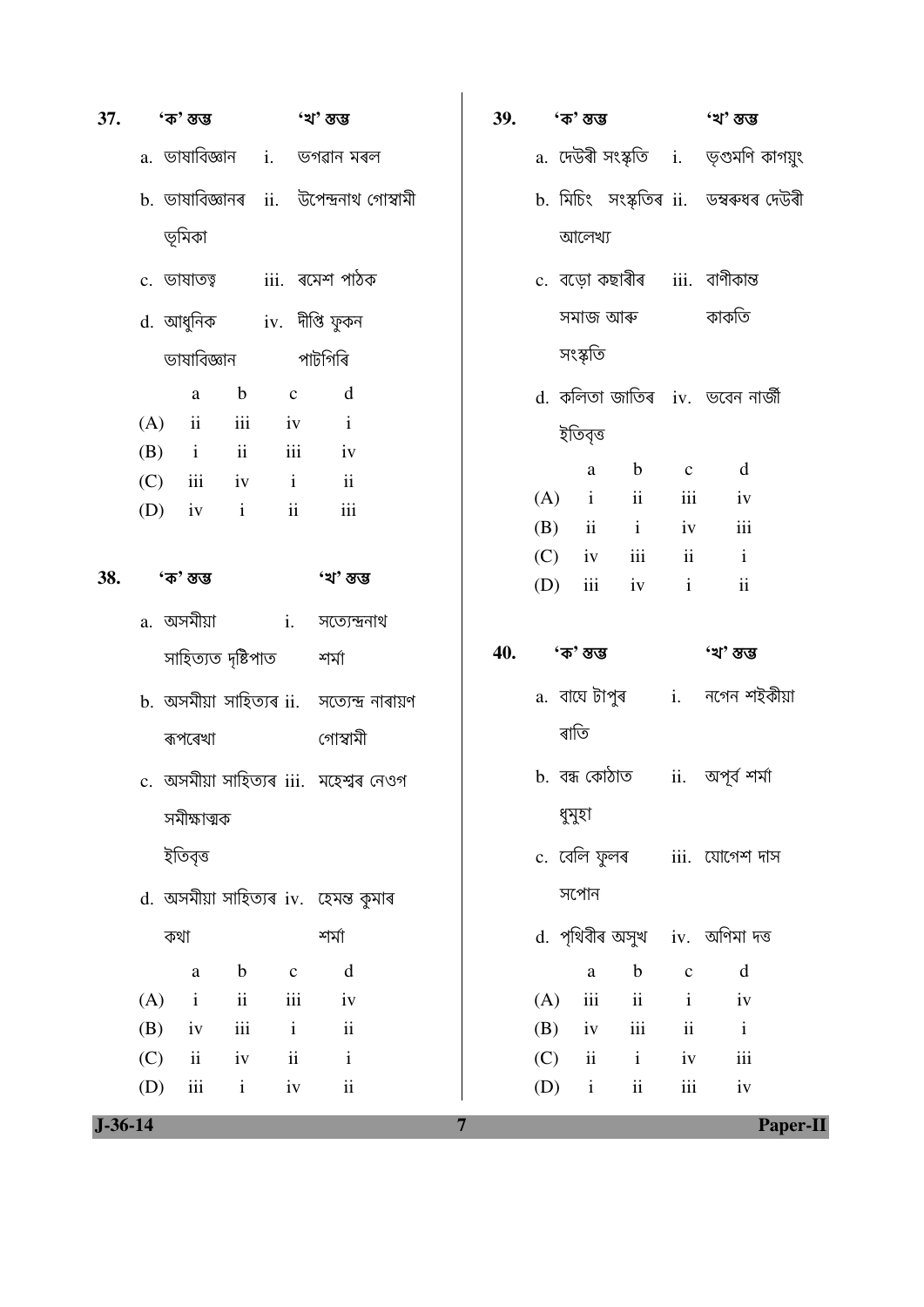**37.** 'ক' স্তম্ভ — 'খ' স্তম্ভ

a. ভাষাবিজ্ঞান — i. ভগৱান মৰল

b. ভাষাবিজ্ঞানৰ ভূমিকা — ii. উপেন্দ্ৰনাথ গোস্বামী

c. ভাষাতত্ত্ব — iii. ৰমেশ পাঠক

d. আধুনিক ভাষাবিজ্ঞান — iv. দীপ্তি ফুকন পাটগিৰি

| | a | b | c | d |
|---|---|---|---|---|
| (A) | ii | iii | iv | i |
| (B) | i | ii | iii | iv |
| (C) | iii | iv | i | ii |
| (D) | iv | i | ii | iii |

**38.** 'ক' স্তম্ভ — 'খ' স্তম্ভ

a. অসমীয়া সাহিত্যত দৃষ্টিপাত — i. সত্যেন্দ্ৰনাথ শৰ্মা

b. অসমীয়া সাহিত্যৰ ৰূপৰেখা — ii. সত্যেন্দ্ৰ নাৰায়ণ গোস্বামী

c. অসমীয়া সাহিত্যৰ সমীক্ষাত্মক ইতিবৃত্ত — iii. মহেশ্বৰ নেওগ

d. অসমীয়া সাহিত্যৰ কথা — iv. হেমন্ত কুমাৰ শৰ্মা

| | a | b | c | d |
|---|---|---|---|---|
| (A) | i | ii | iii | iv |
| (B) | iv | iii | i | ii |
| (C) | ii | iv | ii | i |
| (D) | iii | i | iv | ii |

**39.** 'ক' স্তম্ভ — 'খ' স্তম্ভ

a. দেউৰী সংস্কৃতি — i. ভৃগুমণি কাগয়ুং

b. মিচিং সংস্কৃতিৰ আলেখ্য — ii. ডম্বৰুধৰ দেউৰী

c. বড়ো কছাৰীৰ সমাজ আৰু সংস্কৃতি — iii. বাণীকান্ত কাকতি

d. কলিতা জাতিৰ ইতিবৃত্ত — iv. ভবেন নাৰ্জী

| | a | b | c | d |
|---|---|---|---|---|
| (A) | i | ii | iii | iv |
| (B) | ii | i | iv | iii |
| (C) | iv | iii | ii | i |
| (D) | iii | iv | i | ii |

**40.** 'ক' স্তম্ভ — 'খ' স্তম্ভ

a. বাঘে টাপুৰ ৰাতি — i. নগেন শইকীয়া

b. বন্ধ কোঠাত ধুমুহা — ii. অপূৰ্ব শৰ্মা

c. বেলি ফুলৰ সপোন — iii. যোগেশ দাস

d. পৃথিবীৰ অসুখ — iv. অণিমা দত্ত

| | a | b | c | d |
|---|---|---|---|---|
| (A) | iii | ii | i | iv |
| (B) | iv | iii | ii | i |
| (C) | ii | i | iv | iii |
| (D) | i | ii | iii | iv |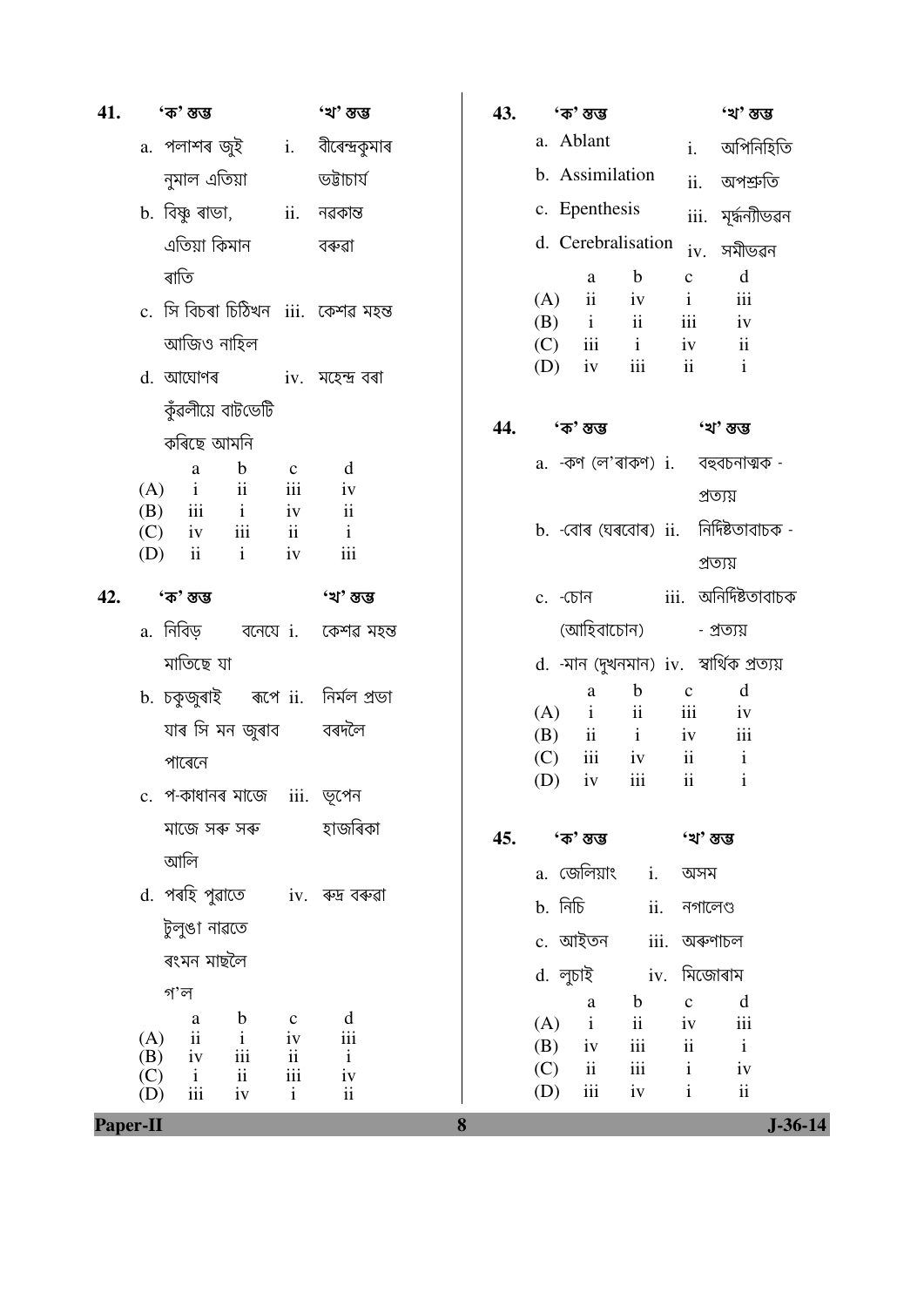41. 'ক' স্তম্ভ — 'খ' স্তম্ভ

a. পলাশৰ জুই নুমাল এতিয়া — i. বীৰেন্দ্ৰকুমাৰ ভট্টাচাৰ্য

b. বিষ্ণু ৰাভা, এতিয়া কিমান ৰাতি — ii. নৱকান্ত বৰুৱা

c. সি বিচৰা চিঠিখন আজিও নাহিল — iii. কেশৱ মহন্ত

d. আঘোণৰ কুঁৱলীয়ে বাটভেটি কৰিছে আমনি — iv. মহেন্দ্ৰ বৰা

| | a | b | c | d |
|---|---|---|---|---|
| (A) | i | ii | iii | iv |
| (B) | iii | i | iv | ii |
| (C) | iv | iii | ii | i |
| (D) | ii | i | iv | iii |

42. 'ক' স্তম্ভ — 'খ' স্তম্ভ

a. নিবিড় বনেযে মাতিছে যা — i. কেশৱ মহন্ত

b. চকুজুৰাই ৰূপে যাৰ সি মন জুৰাব পাৰেনে — ii. নিৰ্মল প্ৰভা বৰদলৈ

c. প-কাধানৰ মাজে মাজে সৰু সৰু আলি — iii. ভূপেন হাজৰিকা

d. পৰহি পুৱাতে টুলুঙা নাৱতে ৰংমন মাছলৈ গ'ল — iv. ৰুদ্ৰ বৰুৱা

| | a | b | c | d |
|---|---|---|---|---|
| (A) | ii | i | iv | iii |
| (B) | iv | iii | ii | i |
| (C) | i | ii | iii | iv |
| (D) | iii | iv | i | ii |

43. 'ক' স্তম্ভ — 'খ' স্তম্ভ

a. Ablant — i. অপিনিহিতি

b. Assimilation — ii. অপশ্ৰুতি

c. Epenthesis — iii. মূৰ্দ্ধন্যীভৱন

d. Cerebralisation — iv. সমীভৱন

| | a | b | c | d |
|---|---|---|---|---|
| (A) | ii | iv | i | iii |
| (B) | i | ii | iii | iv |
| (C) | iii | i | iv | ii |
| (D) | iv | iii | ii | i |

44. 'ক' স্তম্ভ — 'খ' স্তম্ভ

a. -কণ (ল'ৰাকণ) — i. বহুবচনাত্মক - প্ৰত্যয়

b. -বোৰ (ঘৰবোৰ) — ii. নিৰ্দিষ্টতাবাচক - প্ৰত্যয়

c. -চোন (আহিবাচোন) — iii. অনিৰ্দিষ্টতাবাচক - প্ৰত্যয়

d. -মান (দুখনমান) — iv. স্বাৰ্থিক প্ৰত্যয়

| | a | b | c | d |
|---|---|---|---|---|
| (A) | i | ii | iii | iv |
| (B) | ii | i | iv | iii |
| (C) | iii | iv | ii | i |
| (D) | iv | iii | ii | i |

45. 'ক' স্তম্ভ — 'খ' স্তম্ভ

a. জেলিয়াং — i. অসম

b. নিচি — ii. নগালেণ্ড

c. আইতন — iii. অৰুণাচল

d. লুচাই — iv. মিজোৰাম

| | a | b | c | d |
|---|---|---|---|---|
| (A) | i | ii | iv | iii |
| (B) | iv | iii | ii | i |
| (C) | ii | iii | i | iv |
| (D) | iii | iv | i | ii |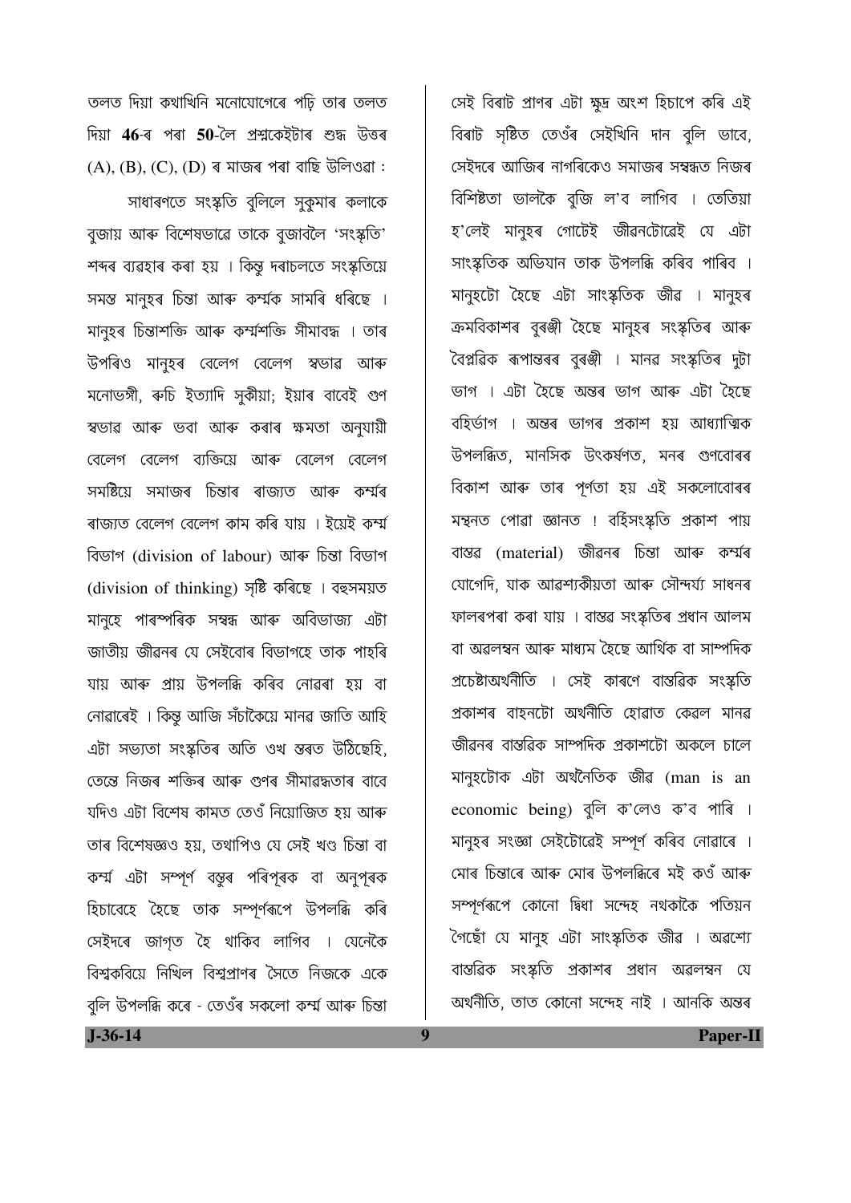তলত দিয়া কথাখিনি মনোযোগেৰে পঢ়ি তাৰ তলত দিয়া **46**-ৰ পৰা **50**-লৈ প্ৰশ্নকেইটাৰ শুদ্ধ উত্তৰ (A), (B), (C), (D) ৰ মাজৰ পৰা বাছি উলিওৱা :

সাধাৰণতে সংস্কৃতি বুলিলে সুকুমাৰ কলাকে বুজায় আৰু বিশেষভাৱে তাকে বুজাবলৈ 'সংস্কৃতি' শব্দৰ ব্যৱহাৰ কৰা হয় । কিন্তু দৰাচলতে সংস্কৃতিয়ে সমস্ত মানুহৰ চিন্তা আৰু কৰ্ম্মক সামৰি ধৰিছে । মানুহৰ চিন্তাশক্তি আৰু কৰ্ম্মশক্তি সীমাবদ্ধ । তাৰ উপৰিও মানুহৰ বেলেগ বেলেগ স্বভাৱ আৰু মনোভঙ্গী, ৰুচি ইত্যাদি সুকীয়া; ইয়াৰ বাবেই গুণ স্বভাৱ আৰু ভবা আৰু কৰাৰ ক্ষমতা অনুযায়ী বেলেগ বেলেগ ব্যক্তিয়ে আৰু বেলেগ বেলেগ সমষ্টিয়ে সমাজৰ চিন্তাৰ ৰাজ্যত আৰু কৰ্ম্মৰ ৰাজ্যত বেলেগ বেলেগ কাম কৰি যায় । ইয়েই কৰ্ম্ম বিভাগ (division of labour) আৰু চিন্তা বিভাগ (division of thinking) সৃষ্টি কৰিছে । বহুসময়ত মানুহে পাৰস্পৰিক সম্বন্ধ আৰু অবিভাজ্য এটা জাতীয় জীৱনৰ যে সেইবোৰ বিভাগহে তাক পাহৰি যায় আৰু প্ৰায় উপলব্ধি কৰিব নোৱৰা হয় বা নোৱাৰেই । কিন্তু আজি সঁচাকৈয়ে মানৱ জাতি আহি এটা সভ্যতা সংস্কৃতিৰ অতি ওখ স্তৰত উঠিছেহি, তেন্তে নিজৰ শক্তিৰ আৰু গুণৰ সীমাৱদ্ধতাৰ বাবে যদিও এটা বিশেষ কামত তেওঁ নিয়োজিত হয় আৰু তাৰ বিশেষজ্ঞও হয়, তথাপিও যে সেই খণ্ড চিন্তা বা কৰ্ম্ম এটা সম্পূৰ্ণ বস্তুৰ পৰিপূৰক বা অনুপূৰক হিচাবেহে হৈছে তাক সম্পূৰ্ণৰূপে উপলব্ধি কৰি সেইদৰে জাগৃত হৈ থাকিব লাগিব । যেনেকৈ বিশ্বকবিয়ে নিখিল বিশ্বপ্ৰাণৰ সৈতে নিজকে একে বুলি উপলব্ধি কৰে - তেওঁৰ সকলো কৰ্ম্ম আৰু চিন্তা সেই বিৰাট প্ৰাণৰ এটা ক্ষুদ্ৰ অংশ হিচাপে কৰি এই বিৰাট সৃষ্টিত তেওঁৰ সেইখিনি দান বুলি ভাবে, সেইদৰে আজিৰ নাগৰিকেও সমাজৰ সম্বন্ধত নিজৰ বিশিষ্টতা ভালকৈ বুজি ল'ব লাগিব । তেতিয়া হ'লেই মানুহৰ গোটেই জীৱনটোৱেই যে এটা সাংস্কৃতিক অভিযান তাক উপলব্ধি কৰিব পাৰিব । মানুহটো হৈছে এটা সাংস্কৃতিক জীৱ । মানুহৰ ক্ৰমবিকাশৰ বুৰঞ্জী হৈছে মানুহৰ সংস্কৃতিৰ আৰু বৈপ্লৱিক ৰূপান্তৰৰ বুৰঞ্জী । মানৱ সংস্কৃতিৰ দুটা ভাগ । এটা হৈছে অন্তৰ ভাগ আৰু এটা হৈছে বহিৰ্ভাগ । অন্তৰ ভাগৰ প্ৰকাশ হয় আধ্যাত্মিক উপলব্ধিত, মানসিক উৎকৰ্ষণত, মনৰ গুণবোৰৰ বিকাশ আৰু তাৰ পূৰ্ণতা হয় এই সকলোবোৰৰ মন্থনত পোৱা জ্ঞানত ! বহিঃসংস্কৃতি প্ৰকাশ পায় বাস্তৱ (material) জীৱনৰ চিন্তা আৰু কৰ্ম্মৰ যোগেদি, যাক আৱশ্যকীয়তা আৰু সৌন্দৰ্য্য সাধনৰ ফালৰপৰা কৰা যায় । বাস্তৱ সংস্কৃতিৰ প্ৰধান আলম বা অৱলম্বন আৰু মাধ্যম হৈছে আৰ্থিক বা সাম্পদিক প্ৰচেষ্টাঅৰ্থনীতি । সেই কাৰণে বাস্তৱিক সংস্কৃতি প্ৰকাশৰ বাহনটো অৰ্থনীতি হোৱাত কেৱল মানৱ জীৱনৰ বাস্তৱিক সাম্পদিক প্ৰকাশটো অকলে চালে মানুহটোক এটা অৰ্থনৈতিক জীৱ (man is an economic being) বুলি ক'লেও ক'ব পাৰি । মানুহৰ সংজ্ঞা সেইটোৱেই সম্পূৰ্ণ কৰিব নোৱাৰে । মোৰ চিন্তাৰে আৰু মোৰ উপলব্ধিৰে মই কওঁ আৰু সম্পূৰ্ণৰূপে কোনো দ্বিধা সন্দেহ নথকাকৈ পতিয়ন গৈছোঁ যে মানুহ এটা সাংস্কৃতিক জীৱ । অৱশ্যে বাস্তৱিক সংস্কৃতি প্ৰকাশৰ প্ৰধান অৱলম্বন যে অৰ্থনীতি, তাত কোনো সন্দেহ নাই । আনকি অন্তৰ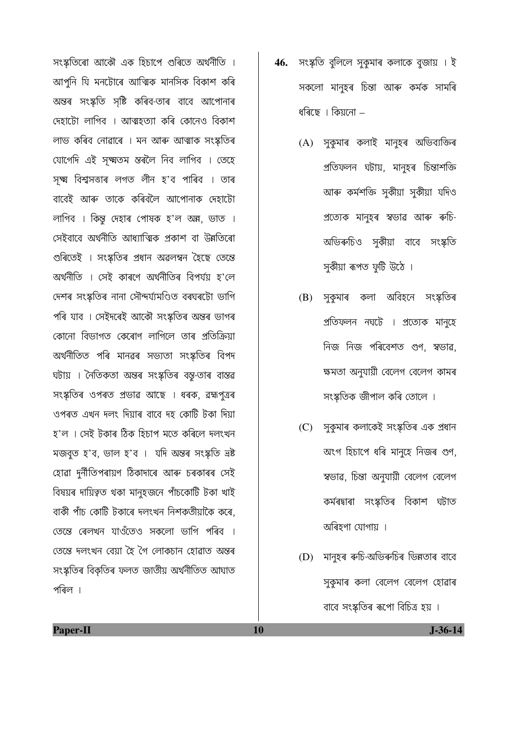সংস্কৃতিৰো আকৌ এক হিচাপে গুৰিতে অৰ্থনীতি । আপুনি যি মনটোৰে আত্মিক মানসিক বিকাশ কৰি অন্তৰ সংস্কৃতি সৃষ্টি কৰিব-তাৰ বাবে আপোনাৰ দেহাটো লাগিব । আত্মহত্যা কৰি কোনেও বিকাশ লাভ কৰিব নোৱাৰে । মন আৰু আত্মাক সংস্কৃতিৰ যোগেদি এই সূক্ষ্মতম স্তৰলৈ নিব লাগিব । তেহে সূক্ষ্ম বিশ্বসত্তাৰ লগত লীন হ'ব পাৰিব । তাৰ বাবেই আৰু তাকে কৰিবলৈ আপোনাক দেহাটো লাগিব । কিন্তু দেহাৰ পোষক হ'ল অন্ন, ভাত । সেইবাবে অৰ্থনীতি আধ্যাত্মিক প্ৰকাশ বা উন্নতিৰো গুৰিতেই । সংস্কৃতিৰ প্ৰধান অৱলম্বন হৈছে তেন্তে অৰ্থনীতি । সেই কাৰণে অৰ্থনীতিৰ বিপৰ্যয় হ'লে দেশৰ সংস্কৃতিৰ নানা সৌন্দৰ্য্যমণ্ডিত বৰঘৰটো ভাগি পৰি যাব । সেইদৰেই আকৌ সংস্কৃতিৰ অন্তৰ ভাগৰ কোনো বিভাগত কেৰোণ লাগিলে তাৰ প্ৰতিক্ৰিয়া অৰ্থনীতিত পৰি মানৱৰ সভ্যতা সংস্কৃতিৰ বিপদ ঘটায় । নৈতিকতা অন্তৰ সংস্কৃতিৰ বস্তু-তাৰ বাস্তৱ সংস্কৃতিৰ ওপৰত প্ৰভাৱ আছে । ধৰক, ব্ৰহ্মপুত্ৰৰ ওপৰত এখন দলং দিয়াৰ বাবে দহ কোটি টকা দিয়া হ'ল । সেই টকাৰ ঠিক হিচাপ মতে কৰিলে দলংখন মজবুত হ'ব, ভাল হ'ব । যদি অন্তৰ সংস্কৃতি ভ্ৰষ্ট হোৱা দুৰ্নীতিপৰায়ণ ঠিকাদাৰে আৰু চৰকাৰৰ সেই বিষয়ৰ দায়িত্বত থকা মানুহজনে পাঁচকোটি টকা খাই বাকী পাঁচ কোটি টকাৰে দলংখন নিশকতীয়াকৈ কৰে, তেন্তে ৰেলখন যাওঁতেও সকলো ভাগি পৰিব । তেন্তে দলংখন বেয়া হৈ গৈ লোকচান হোৱাত অন্তৰ সংস্কৃতিৰ বিকৃতিৰ ফলত জাতীয় অৰ্থনীতিত আঘাত পৰিল ।

**46.** সংস্কৃতি বুলিলে সুকুমাৰ কলাকে বুজায় । ই সকলো মানুহৰ চিন্তা আৰু কৰ্মক সামৰি ধৰিছে । কিয়নো –

(A) সুকুমাৰ কলাই মানুহৰ অভিব্যক্তিৰ প্ৰতিফলন ঘটায়, মানুহৰ চিন্তাশক্তি আৰু কৰ্মশক্তি সুকীয়া সুকীয়া যদিও প্ৰত্যেক মানুহৰ স্বভাৱ আৰু ৰুচি-অভিৰুচিও সুকীয়া বাবে সংস্কৃতি সুকীয়া ৰূপত ফুটি উঠে ।

(B) সুকুমাৰ কলা অবিহনে সংস্কৃতিৰ প্ৰতিফলন নঘটে । প্ৰত্যেক মানুহে নিজ নিজ পৰিৱেশত গুণ, স্বভাৱ, ক্ষমতা অনুযায়ী বেলেগ বেলেগ কামৰ সংস্কৃতিক জীপাল কৰি তোলে ।

(C) সুকুমাৰ কলাকেই সংস্কৃতিৰ এক প্ৰধান অংগ হিচাপে ধৰি মানুহে নিজৰ গুণ, স্বভাৱ, চিন্তা অনুযায়ী বেলেগ বেলেগ কৰ্মৰদ্বাৰা সংস্কৃতিৰ বিকাশ ঘটাত অৰিহণা যোগায় ।

(D) মানুহৰ ৰুচি-অভিৰুচিৰ ভিন্নতাৰ বাবে সুকুমাৰ কলা বেলেগ বেলেগ হোৱাৰ বাবে সংস্কৃতিৰ ৰূপো বিচিত্ৰ হয় ।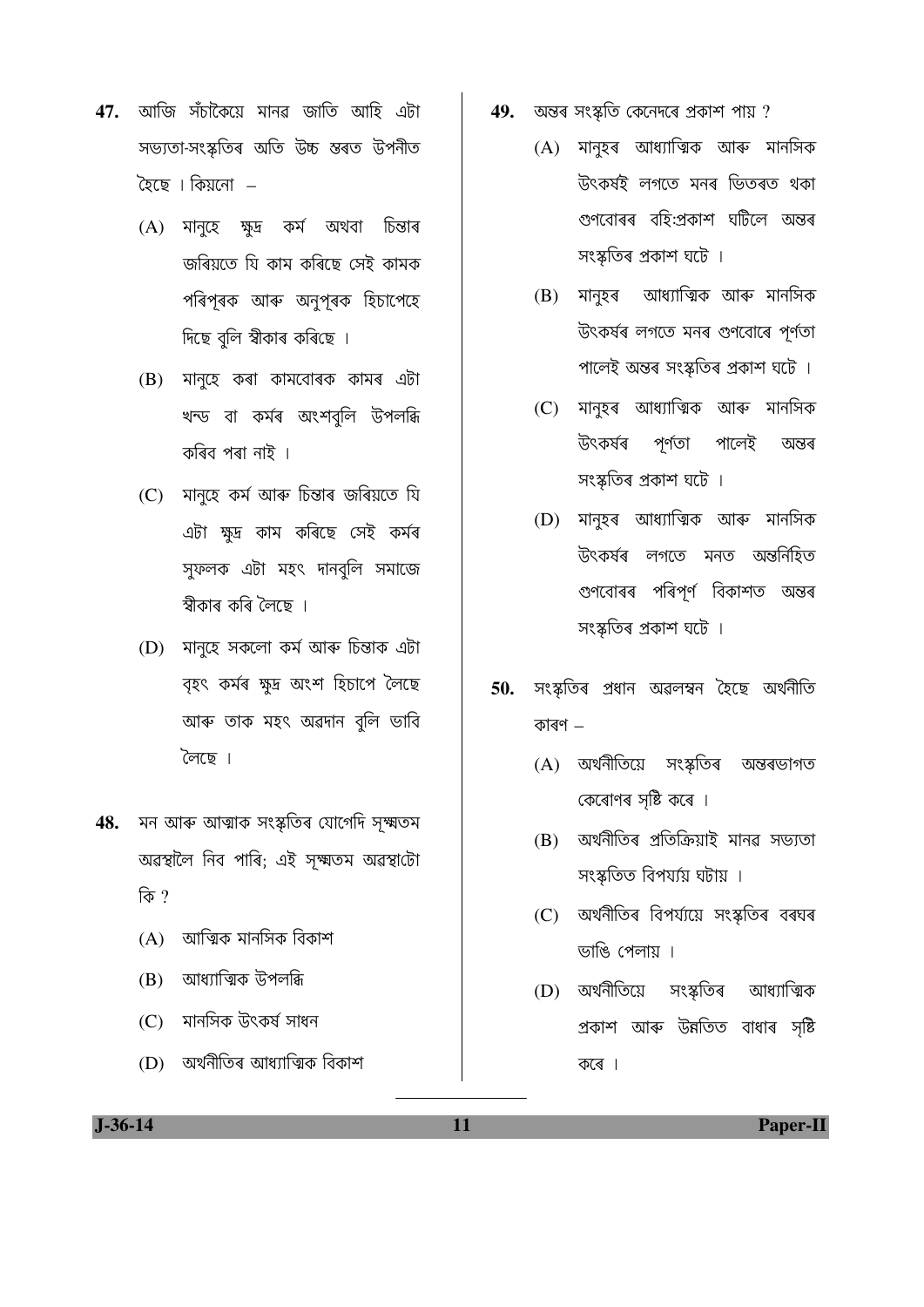47. আজি সঁচাকৈয়ে মানৱ জাতি আহি এটা সভ্যতা-সংস্কৃতিৰ অতি উচ্চ স্তৰত উপনীত হৈছে । কিয়নো –

   (A) মানুহে ক্ষুদ্ৰ কৰ্ম অথবা চিন্তাৰ জৰিয়তে যি কাম কৰিছে সেই কামক পৰিপূৰক আৰু অনুপূৰক হিচাপেহে দিছে বুলি স্বীকাৰ কৰিছে ।

   (B) মানুহে কৰা কামবোৰক কামৰ এটা খন্ড বা কৰ্মৰ অংশবুলি উপলব্ধি কৰিব পৰা নাই ।

   (C) মানুহে কৰ্ম আৰু চিন্তাৰ জৰিয়তে যি এটা ক্ষুদ্ৰ কাম কৰিছে সেই কৰ্মৰ সুফলক এটা মহৎ দানবুলি সমাজে স্বীকাৰ কৰি লৈছে ।

   (D) মানুহে সকলো কৰ্ম আৰু চিন্তাক এটা বৃহৎ কৰ্মৰ ক্ষুদ্ৰ অংশ হিচাপে লৈছে আৰু তাক মহৎ অৱদান বুলি ভাবি লৈছে ।

48. মন আৰু আত্মাক সংস্কৃতিৰ যোগেদি সূক্ষ্মতম অৱস্থালৈ নিব পাৰি; এই সূক্ষ্মতম অৱস্থাটো কি ?

   (A) আত্মিক মানসিক বিকাশ

   (B) আধ্যাত্মিক উপলব্ধি

   (C) মানসিক উৎকৰ্ষ সাধন

   (D) অৰ্থনীতিৰ আধ্যাত্মিক বিকাশ

49. অন্তৰ সংস্কৃতি কেনেদৰে প্ৰকাশ পায় ?

   (A) মানুহৰ আধ্যাত্মিক আৰু মানসিক উৎকৰ্ষই লগতে মনৰ ভিতৰত থকা গুণবোৰৰ বহিঃপ্ৰকাশ ঘটিলে অন্তৰ সংস্কৃতিৰ প্ৰকাশ ঘটে ।

   (B) মানুহৰ আধ্যাত্মিক আৰু মানসিক উৎকৰ্ষৰ লগতে মনৰ গুণবোৰে পূৰ্ণতা পালেই অন্তৰ সংস্কৃতিৰ প্ৰকাশ ঘটে ।

   (C) মানুহৰ আধ্যাত্মিক আৰু মানসিক উৎকৰ্ষৰ পূৰ্ণতা পালেই অন্তৰ সংস্কৃতিৰ প্ৰকাশ ঘটে ।

   (D) মানুহৰ আধ্যাত্মিক আৰু মানসিক উৎকৰ্ষৰ লগতে মনত অন্তৰ্নিহিত গুণবোৰৰ পৰিপূৰ্ণ বিকাশত অন্তৰ সংস্কৃতিৰ প্ৰকাশ ঘটে ।

50. সংস্কৃতিৰ প্ৰধান অৱলম্বন হৈছে অৰ্থনীতি কাৰণ –

   (A) অৰ্থনীতিয়ে সংস্কৃতিৰ অন্তৰভাগত কেৰোণৰ সৃষ্টি কৰে ।

   (B) অৰ্থনীতিৰ প্ৰতিক্ৰিয়াই মানৱ সভ্যতা সংস্কৃতিত বিপৰ্যয় ঘটায় ।

   (C) অৰ্থনীতিৰ বিপৰ্য্যয়ে সংস্কৃতিৰ বৰঘৰ ভাঙি পেলায় ।

   (D) অৰ্থনীতিয়ে সংস্কৃতিৰ আধ্যাত্মিক প্ৰকাশ আৰু উন্নতিত বাধাৰ সৃষ্টি কৰে ।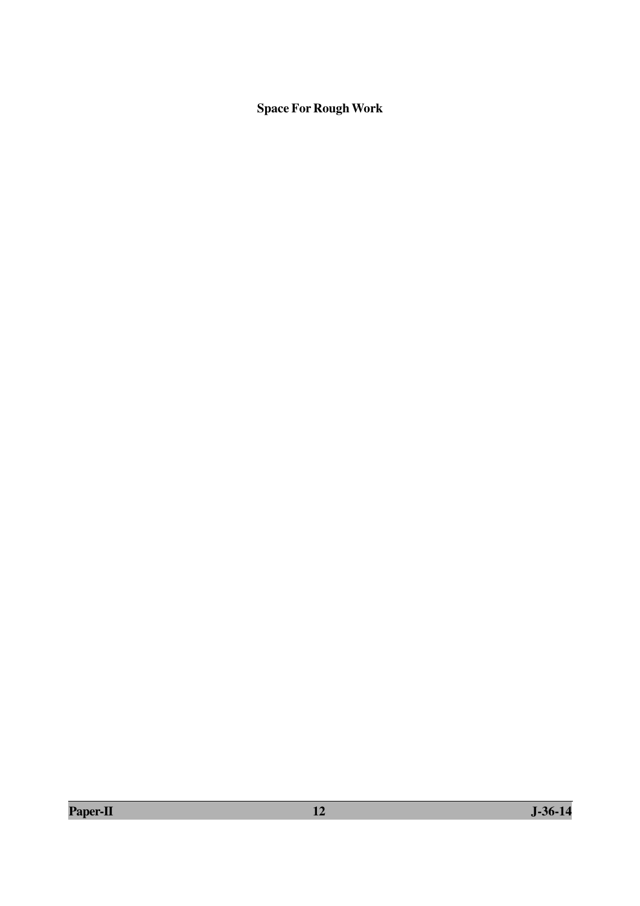**Space For Rough Work**